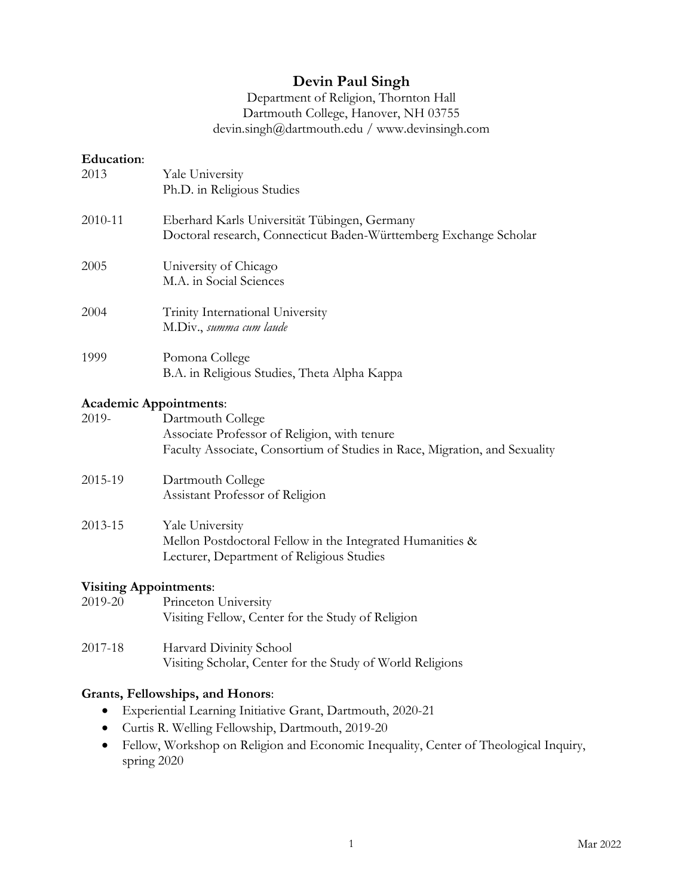# Devin Paul Singh

Department of Religion, Thornton Hall
Dartmouth College, Hanover, NH 03755
devin.singh@dartmouth.edu / www.devinsingh.com

**Education**:

2013 Yale University
Ph.D. in Religious Studies

2010-11 Eberhard Karls Universität Tübingen, Germany
Doctoral research, Connecticut Baden-Württemberg Exchange Scholar

2005 University of Chicago
M.A. in Social Sciences

2004 Trinity International University
M.Div., *summa cum laude*

1999 Pomona College
B.A. in Religious Studies, Theta Alpha Kappa

**Academic Appointments**:

2019- Dartmouth College
Associate Professor of Religion, with tenure
Faculty Associate, Consortium of Studies in Race, Migration, and Sexuality

2015-19 Dartmouth College
Assistant Professor of Religion

2013-15 Yale University
Mellon Postdoctoral Fellow in the Integrated Humanities &
Lecturer, Department of Religious Studies

**Visiting Appointments**:

2019-20 Princeton University
Visiting Fellow, Center for the Study of Religion

2017-18 Harvard Divinity School
Visiting Scholar, Center for the Study of World Religions

**Grants, Fellowships, and Honors**:

- Experiential Learning Initiative Grant, Dartmouth, 2020-21
- Curtis R. Welling Fellowship, Dartmouth, 2019-20
- Fellow, Workshop on Religion and Economic Inequality, Center of Theological Inquiry, spring 2020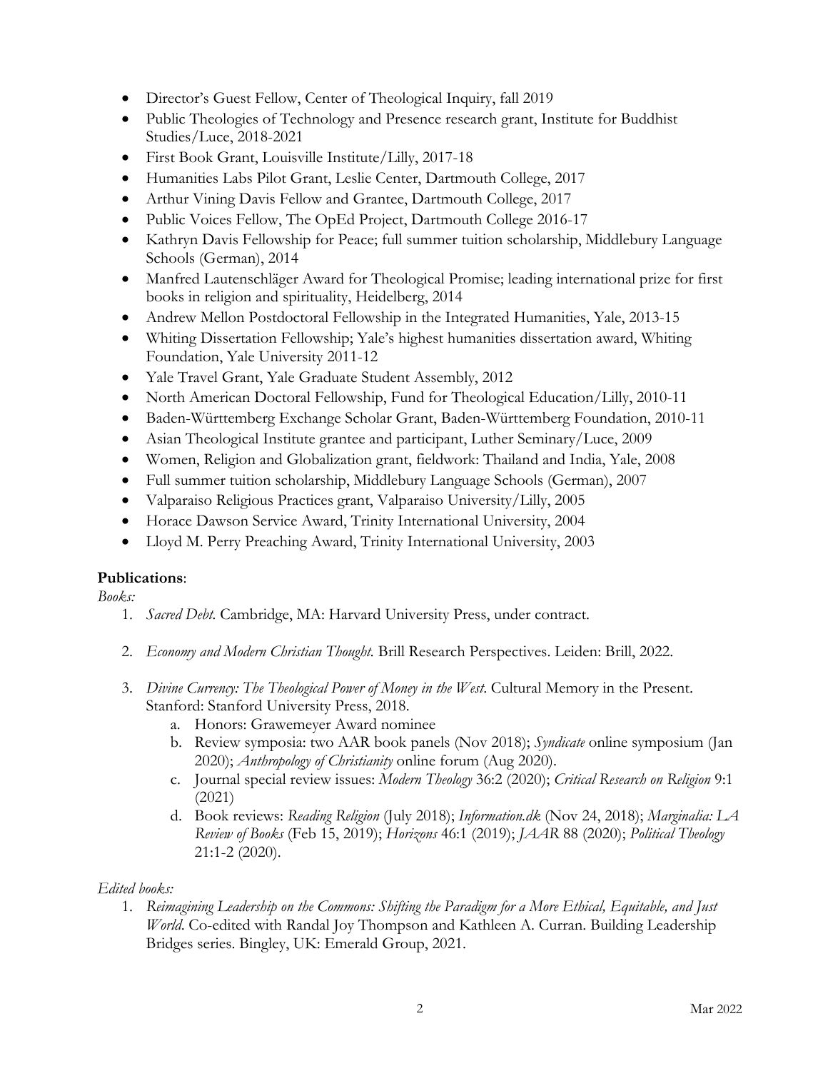- Director's Guest Fellow, Center of Theological Inquiry, fall 2019
- Public Theologies of Technology and Presence research grant, Institute for Buddhist Studies/Luce, 2018-2021
- First Book Grant, Louisville Institute/Lilly, 2017-18
- Humanities Labs Pilot Grant, Leslie Center, Dartmouth College, 2017
- Arthur Vining Davis Fellow and Grantee, Dartmouth College, 2017
- Public Voices Fellow, The OpEd Project, Dartmouth College 2016-17
- Kathryn Davis Fellowship for Peace; full summer tuition scholarship, Middlebury Language Schools (German), 2014
- Manfred Lautenschläger Award for Theological Promise; leading international prize for first books in religion and spirituality, Heidelberg, 2014
- Andrew Mellon Postdoctoral Fellowship in the Integrated Humanities, Yale, 2013-15
- Whiting Dissertation Fellowship; Yale's highest humanities dissertation award, Whiting Foundation, Yale University 2011-12
- Yale Travel Grant, Yale Graduate Student Assembly, 2012
- North American Doctoral Fellowship, Fund for Theological Education/Lilly, 2010-11
- Baden-Württemberg Exchange Scholar Grant, Baden-Württemberg Foundation, 2010-11
- Asian Theological Institute grantee and participant, Luther Seminary/Luce, 2009
- Women, Religion and Globalization grant, fieldwork: Thailand and India, Yale, 2008
- Full summer tuition scholarship, Middlebury Language Schools (German), 2007
- Valparaiso Religious Practices grant, Valparaiso University/Lilly, 2005
- Horace Dawson Service Award, Trinity International University, 2004
- Lloyd M. Perry Preaching Award, Trinity International University, 2003

**Publications**:

*Books:*

1. *Sacred Debt.* Cambridge, MA: Harvard University Press, under contract.

2. *Economy and Modern Christian Thought.* Brill Research Perspectives. Leiden: Brill, 2022.

3. *Divine Currency: The Theological Power of Money in the West*. Cultural Memory in the Present. Stanford: Stanford University Press, 2018.
    a. Honors: Grawemeyer Award nominee
    b. Review symposia: two AAR book panels (Nov 2018); *Syndicate* online symposium (Jan 2020); *Anthropology of Christianity* online forum (Aug 2020).
    c. Journal special review issues: *Modern Theology* 36:2 (2020); *Critical Research on Religion* 9:1 (2021)
    d. Book reviews: *Reading Religion* (July 2018); *Information.dk* (Nov 24, 2018); *Marginalia: LA Review of Books* (Feb 15, 2019); *Horizons* 46:1 (2019); *JAAR* 88 (2020); *Political Theology* 21:1-2 (2020).

*Edited books:*

1. *Reimagining Leadership on the Commons: Shifting the Paradigm for a More Ethical, Equitable, and Just World*. Co-edited with Randal Joy Thompson and Kathleen A. Curran. Building Leadership Bridges series. Bingley, UK: Emerald Group, 2021.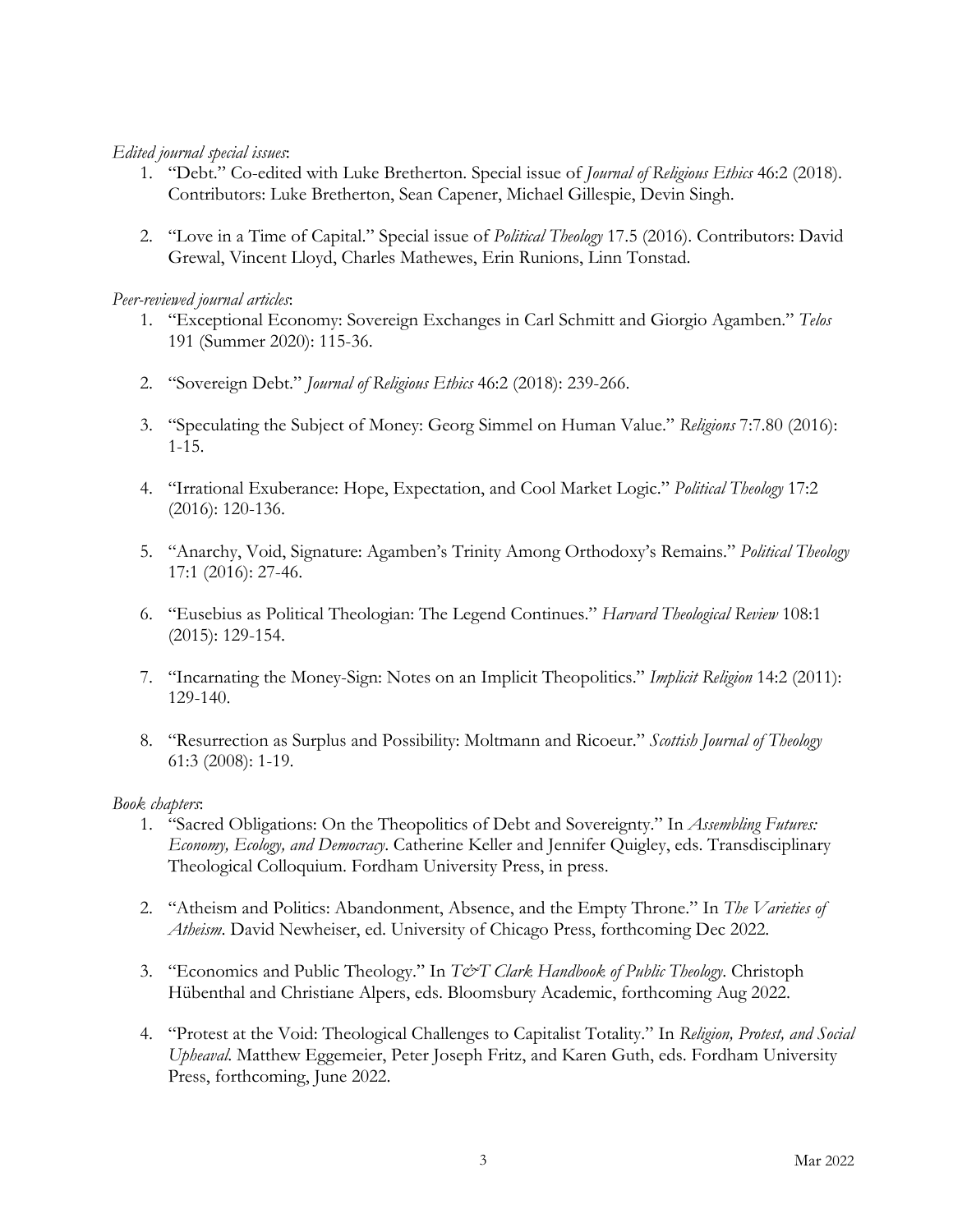*Edited journal special issues*:

1. "Debt." Co-edited with Luke Bretherton. Special issue of *Journal of Religious Ethics* 46:2 (2018). Contributors: Luke Bretherton, Sean Capener, Michael Gillespie, Devin Singh.

2. "Love in a Time of Capital." Special issue of *Political Theology* 17.5 (2016). Contributors: David Grewal, Vincent Lloyd, Charles Mathewes, Erin Runions, Linn Tonstad.

*Peer-reviewed journal articles*:

1. "Exceptional Economy: Sovereign Exchanges in Carl Schmitt and Giorgio Agamben." *Telos* 191 (Summer 2020): 115-36.

2. "Sovereign Debt." *Journal of Religious Ethics* 46:2 (2018): 239-266.

3. "Speculating the Subject of Money: Georg Simmel on Human Value." *Religions* 7:7.80 (2016): 1-15.

4. "Irrational Exuberance: Hope, Expectation, and Cool Market Logic." *Political Theology* 17:2 (2016): 120-136.

5. "Anarchy, Void, Signature: Agamben's Trinity Among Orthodoxy's Remains." *Political Theology* 17:1 (2016): 27-46.

6. "Eusebius as Political Theologian: The Legend Continues." *Harvard Theological Review* 108:1 (2015): 129-154.

7. "Incarnating the Money-Sign: Notes on an Implicit Theopolitics." *Implicit Religion* 14:2 (2011): 129-140.

8. "Resurrection as Surplus and Possibility: Moltmann and Ricoeur." *Scottish Journal of Theology* 61:3 (2008): 1-19.

*Book chapters*:

1. "Sacred Obligations: On the Theopolitics of Debt and Sovereignty." In *Assembling Futures: Economy, Ecology, and Democracy*. Catherine Keller and Jennifer Quigley, eds. Transdisciplinary Theological Colloquium. Fordham University Press, in press.

2. "Atheism and Politics: Abandonment, Absence, and the Empty Throne." In *The Varieties of Atheism*. David Newheiser, ed. University of Chicago Press, forthcoming Dec 2022.

3. "Economics and Public Theology." In *T&T Clark Handbook of Public Theology*. Christoph Hübenthal and Christiane Alpers, eds. Bloomsbury Academic, forthcoming Aug 2022.

4. "Protest at the Void: Theological Challenges to Capitalist Totality." In *Religion, Protest, and Social Upheaval*. Matthew Eggemeier, Peter Joseph Fritz, and Karen Guth, eds. Fordham University Press, forthcoming, June 2022.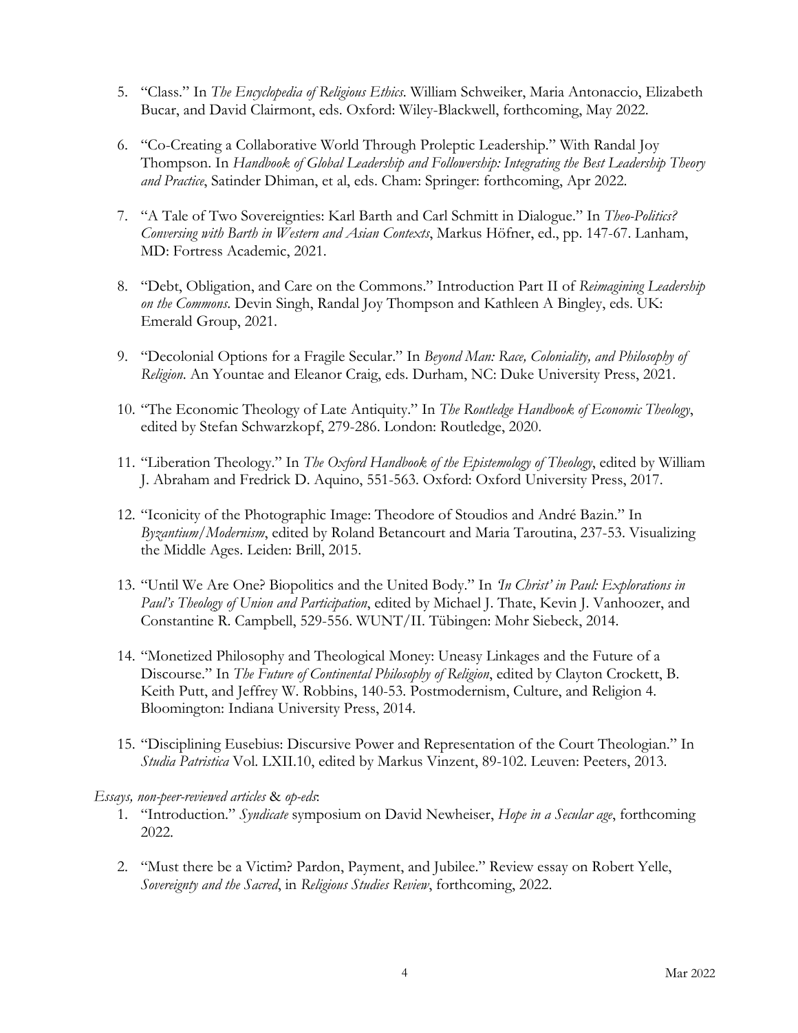5. "Class." In *The Encyclopedia of Religious Ethics*. William Schweiker, Maria Antonaccio, Elizabeth Bucar, and David Clairmont, eds. Oxford: Wiley-Blackwell, forthcoming, May 2022.

6. "Co-Creating a Collaborative World Through Proleptic Leadership." With Randal Joy Thompson. In *Handbook of Global Leadership and Followership: Integrating the Best Leadership Theory and Practice*, Satinder Dhiman, et al, eds. Cham: Springer: forthcoming, Apr 2022.

7. "A Tale of Two Sovereignties: Karl Barth and Carl Schmitt in Dialogue." In *Theo-Politics? Conversing with Barth in Western and Asian Contexts*, Markus Höfner, ed., pp. 147-67. Lanham, MD: Fortress Academic, 2021.

8. "Debt, Obligation, and Care on the Commons." Introduction Part II of *Reimagining Leadership on the Commons*. Devin Singh, Randal Joy Thompson and Kathleen A Bingley, eds. UK: Emerald Group, 2021.

9. "Decolonial Options for a Fragile Secular." In *Beyond Man: Race, Coloniality, and Philosophy of Religion*. An Yountae and Eleanor Craig, eds. Durham, NC: Duke University Press, 2021.

10. "The Economic Theology of Late Antiquity." In *The Routledge Handbook of Economic Theology*, edited by Stefan Schwarzkopf, 279-286. London: Routledge, 2020.

11. "Liberation Theology." In *The Oxford Handbook of the Epistemology of Theology*, edited by William J. Abraham and Fredrick D. Aquino, 551-563. Oxford: Oxford University Press, 2017.

12. "Iconicity of the Photographic Image: Theodore of Stoudios and André Bazin." In *Byzantium/Modernism*, edited by Roland Betancourt and Maria Taroutina, 237-53. Visualizing the Middle Ages. Leiden: Brill, 2015.

13. "Until We Are One? Biopolitics and the United Body." In *'In Christ' in Paul: Explorations in Paul's Theology of Union and Participation*, edited by Michael J. Thate, Kevin J. Vanhoozer, and Constantine R. Campbell, 529-556. WUNT/II. Tübingen: Mohr Siebeck, 2014.

14. "Monetized Philosophy and Theological Money: Uneasy Linkages and the Future of a Discourse." In *The Future of Continental Philosophy of Religion*, edited by Clayton Crockett, B. Keith Putt, and Jeffrey W. Robbins, 140-53. Postmodernism, Culture, and Religion 4. Bloomington: Indiana University Press, 2014.

15. "Disciplining Eusebius: Discursive Power and Representation of the Court Theologian." In *Studia Patristica* Vol. LXII.10, edited by Markus Vinzent, 89-102. Leuven: Peeters, 2013.

*Essays, non-peer-reviewed articles* & *op-eds*:

1. "Introduction." *Syndicate* symposium on David Newheiser, *Hope in a Secular age*, forthcoming 2022.

2. "Must there be a Victim? Pardon, Payment, and Jubilee." Review essay on Robert Yelle, *Sovereignty and the Sacred*, in *Religious Studies Review*, forthcoming, 2022.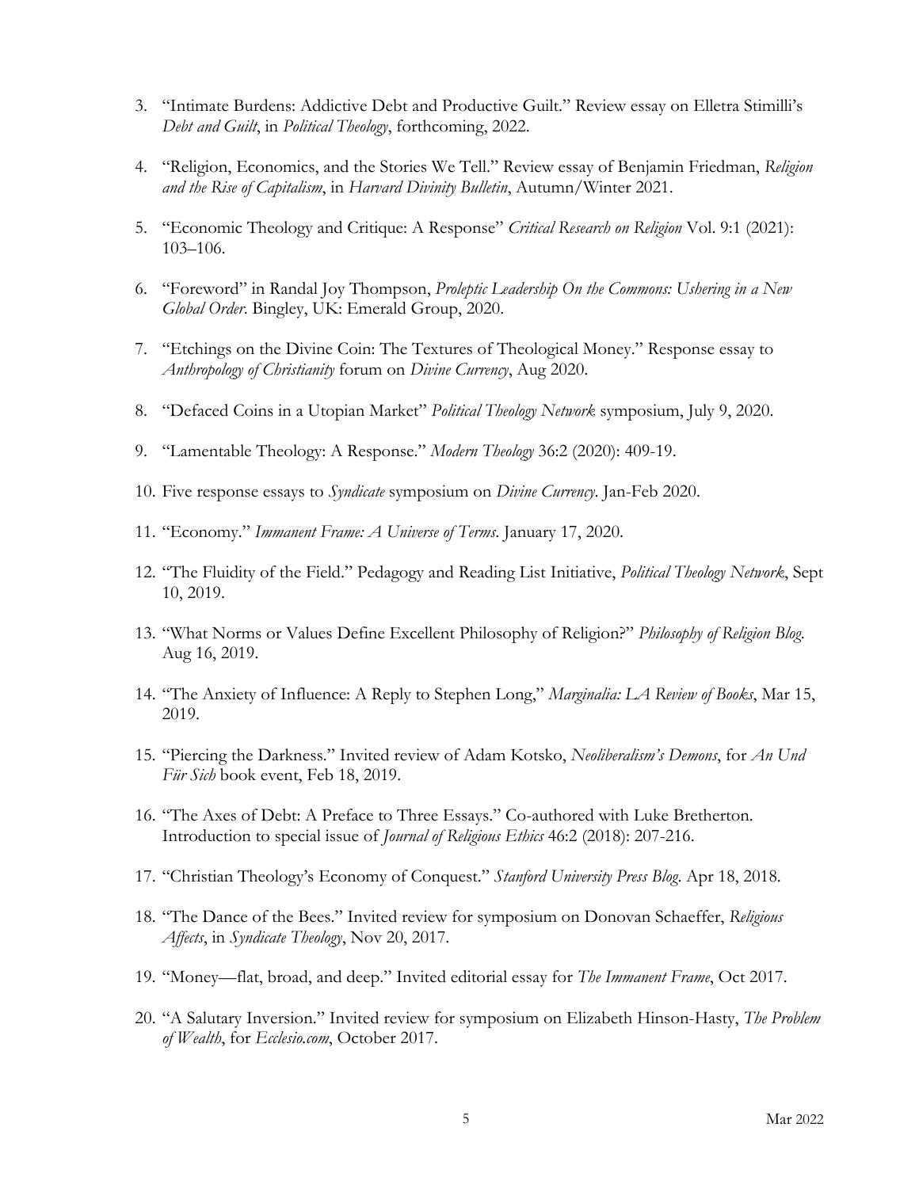3. "Intimate Burdens: Addictive Debt and Productive Guilt." Review essay on Elletra Stimilli's *Debt and Guilt*, in *Political Theology*, forthcoming, 2022.

4. "Religion, Economics, and the Stories We Tell." Review essay of Benjamin Friedman, *Religion and the Rise of Capitalism*, in *Harvard Divinity Bulletin*, Autumn/Winter 2021.

5. "Economic Theology and Critique: A Response" *Critical Research on Religion* Vol. 9:1 (2021): 103–106.

6. "Foreword" in Randal Joy Thompson, *Proleptic Leadership On the Commons: Ushering in a New Global Order*. Bingley, UK: Emerald Group, 2020.

7. "Etchings on the Divine Coin: The Textures of Theological Money." Response essay to *Anthropology of Christianity* forum on *Divine Currency*, Aug 2020.

8. "Defaced Coins in a Utopian Market" *Political Theology Network* symposium, July 9, 2020.

9. "Lamentable Theology: A Response." *Modern Theology* 36:2 (2020): 409-19.

10. Five response essays to *Syndicate* symposium on *Divine Currency*. Jan-Feb 2020.

11. "Economy." *Immanent Frame: A Universe of Terms*. January 17, 2020.

12. "The Fluidity of the Field." Pedagogy and Reading List Initiative, *Political Theology Network*, Sept 10, 2019.

13. "What Norms or Values Define Excellent Philosophy of Religion?" *Philosophy of Religion Blog.* Aug 16, 2019.

14. "The Anxiety of Influence: A Reply to Stephen Long," *Marginalia: LA Review of Books*, Mar 15, 2019.

15. "Piercing the Darkness." Invited review of Adam Kotsko, *Neoliberalism's Demons*, for *An Und Für Sich* book event, Feb 18, 2019.

16. "The Axes of Debt: A Preface to Three Essays." Co-authored with Luke Bretherton. Introduction to special issue of *Journal of Religious Ethics* 46:2 (2018): 207-216.

17. "Christian Theology's Economy of Conquest." *Stanford University Press Blog*. Apr 18, 2018.

18. "The Dance of the Bees." Invited review for symposium on Donovan Schaeffer, *Religious Affects*, in *Syndicate Theology*, Nov 20, 2017.

19. "Money—flat, broad, and deep." Invited editorial essay for *The Immanent Frame*, Oct 2017.

20. "A Salutary Inversion." Invited review for symposium on Elizabeth Hinson-Hasty, *The Problem of Wealth*, for *Ecclesio.com*, October 2017.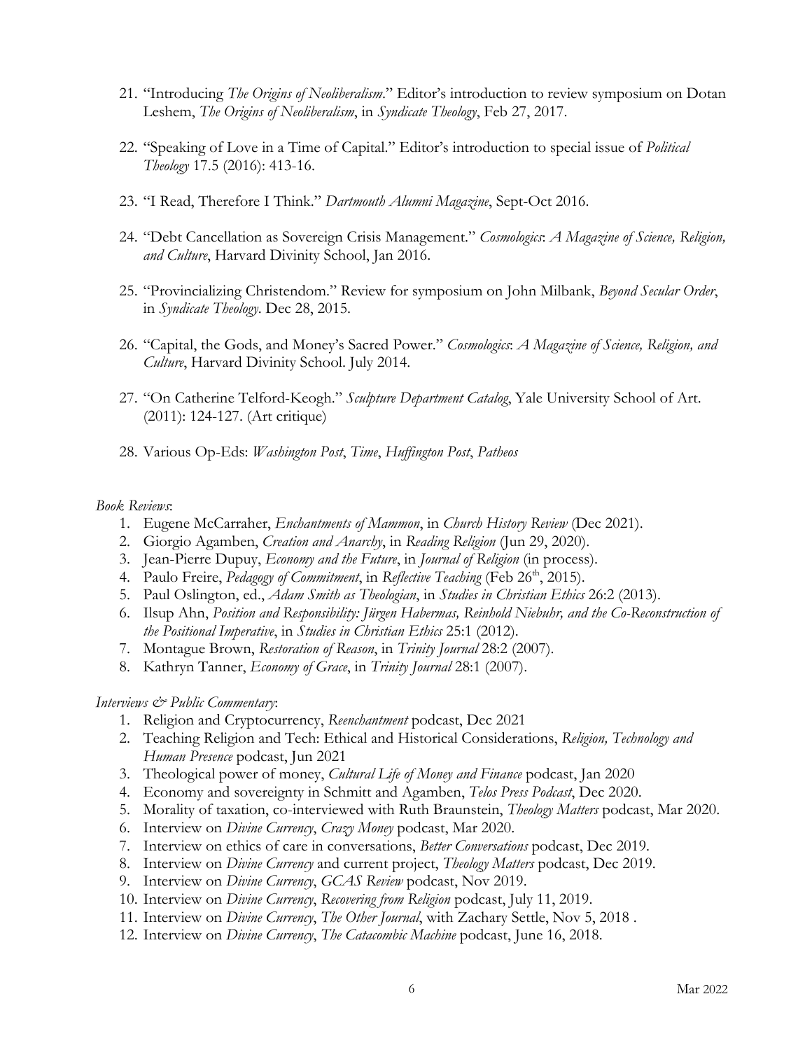21. "Introducing *The Origins of Neoliberalism*." Editor's introduction to review symposium on Dotan Leshem, *The Origins of Neoliberalism*, in *Syndicate Theology*, Feb 27, 2017.

22. "Speaking of Love in a Time of Capital." Editor's introduction to special issue of *Political Theology* 17.5 (2016): 413-16.

23. "I Read, Therefore I Think." *Dartmouth Alumni Magazine*, Sept-Oct 2016.

24. "Debt Cancellation as Sovereign Crisis Management." *Cosmologics*: *A Magazine of Science, Religion, and Culture*, Harvard Divinity School, Jan 2016.

25. "Provincializing Christendom." Review for symposium on John Milbank, *Beyond Secular Order*, in *Syndicate Theology*. Dec 28, 2015.

26. "Capital, the Gods, and Money's Sacred Power." *Cosmologics*: *A Magazine of Science, Religion, and Culture*, Harvard Divinity School. July 2014.

27. "On Catherine Telford-Keogh." *Sculpture Department Catalog*, Yale University School of Art. (2011): 124-127. (Art critique)

28. Various Op-Eds: *Washington Post*, *Time*, *Huffington Post*, *Patheos*

*Book Reviews*:

1. Eugene McCarraher, *Enchantments of Mammon*, in *Church History Review* (Dec 2021).
2. Giorgio Agamben, *Creation and Anarchy*, in *Reading Religion* (Jun 29, 2020).
3. Jean-Pierre Dupuy, *Economy and the Future*, in *Journal of Religion* (in process).
4. Paulo Freire, *Pedagogy of Commitment*, in *Reflective Teaching* (Feb 26th, 2015).
5. Paul Oslington, ed., *Adam Smith as Theologian*, in *Studies in Christian Ethics* 26:2 (2013).
6. Ilsup Ahn, *Position and Responsibility: Jürgen Habermas, Reinhold Niebuhr, and the Co-Reconstruction of the Positional Imperative*, in *Studies in Christian Ethics* 25:1 (2012).
7. Montague Brown, *Restoration of Reason*, in *Trinity Journal* 28:2 (2007).
8. Kathryn Tanner, *Economy of Grace*, in *Trinity Journal* 28:1 (2007).

*Interviews & Public Commentary*:

1. Religion and Cryptocurrency, *Reenchantment* podcast, Dec 2021
2. Teaching Religion and Tech: Ethical and Historical Considerations, *Religion, Technology and Human Presence* podcast, Jun 2021
3. Theological power of money, *Cultural Life of Money and Finance* podcast, Jan 2020
4. Economy and sovereignty in Schmitt and Agamben, *Telos Press Podcast*, Dec 2020.
5. Morality of taxation, co-interviewed with Ruth Braunstein, *Theology Matters* podcast, Mar 2020.
6. Interview on *Divine Currency*, *Crazy Money* podcast, Mar 2020.
7. Interview on ethics of care in conversations, *Better Conversations* podcast, Dec 2019.
8. Interview on *Divine Currency* and current project, *Theology Matters* podcast, Dec 2019.
9. Interview on *Divine Currency*, *GCAS Review* podcast, Nov 2019.
10. Interview on *Divine Currency*, *Recovering from Religion* podcast, July 11, 2019.
11. Interview on *Divine Currency*, *The Other Journal*, with Zachary Settle, Nov 5, 2018 .
12. Interview on *Divine Currency*, *The Catacombic Machine* podcast, June 16, 2018.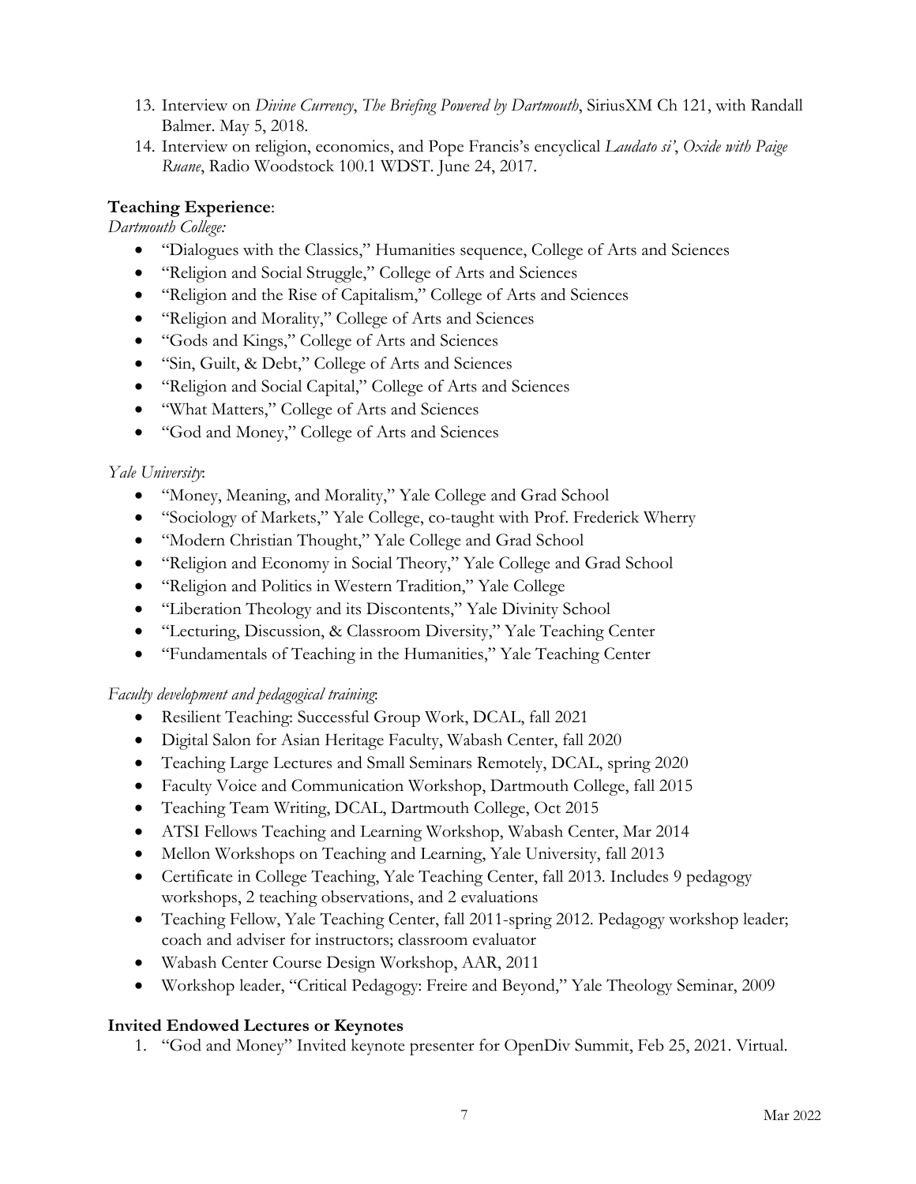13. Interview on *Divine Currency*, *The Briefing Powered by Dartmouth*, SiriusXM Ch 121, with Randall Balmer. May 5, 2018.
14. Interview on religion, economics, and Pope Francis's encyclical *Laudato si'*, *Oxide with Paige Ruane*, Radio Woodstock 100.1 WDST. June 24, 2017.

**Teaching Experience**:

*Dartmouth College:*

- "Dialogues with the Classics," Humanities sequence, College of Arts and Sciences
- "Religion and Social Struggle," College of Arts and Sciences
- "Religion and the Rise of Capitalism," College of Arts and Sciences
- "Religion and Morality," College of Arts and Sciences
- "Gods and Kings," College of Arts and Sciences
- "Sin, Guilt, & Debt," College of Arts and Sciences
- "Religion and Social Capital," College of Arts and Sciences
- "What Matters," College of Arts and Sciences
- "God and Money," College of Arts and Sciences

*Yale University*:

- "Money, Meaning, and Morality," Yale College and Grad School
- "Sociology of Markets," Yale College, co-taught with Prof. Frederick Wherry
- "Modern Christian Thought," Yale College and Grad School
- "Religion and Economy in Social Theory," Yale College and Grad School
- "Religion and Politics in Western Tradition," Yale College
- "Liberation Theology and its Discontents," Yale Divinity School
- "Lecturing, Discussion, & Classroom Diversity," Yale Teaching Center
- "Fundamentals of Teaching in the Humanities," Yale Teaching Center

*Faculty development and pedagogical training*:

- Resilient Teaching: Successful Group Work, DCAL, fall 2021
- Digital Salon for Asian Heritage Faculty, Wabash Center, fall 2020
- Teaching Large Lectures and Small Seminars Remotely, DCAL, spring 2020
- Faculty Voice and Communication Workshop, Dartmouth College, fall 2015
- Teaching Team Writing, DCAL, Dartmouth College, Oct 2015
- ATSI Fellows Teaching and Learning Workshop, Wabash Center, Mar 2014
- Mellon Workshops on Teaching and Learning, Yale University, fall 2013
- Certificate in College Teaching, Yale Teaching Center, fall 2013. Includes 9 pedagogy workshops, 2 teaching observations, and 2 evaluations
- Teaching Fellow, Yale Teaching Center, fall 2011-spring 2012. Pedagogy workshop leader; coach and adviser for instructors; classroom evaluator
- Wabash Center Course Design Workshop, AAR, 2011
- Workshop leader, "Critical Pedagogy: Freire and Beyond," Yale Theology Seminar, 2009

**Invited Endowed Lectures or Keynotes**

1. "God and Money" Invited keynote presenter for OpenDiv Summit, Feb 25, 2021. Virtual.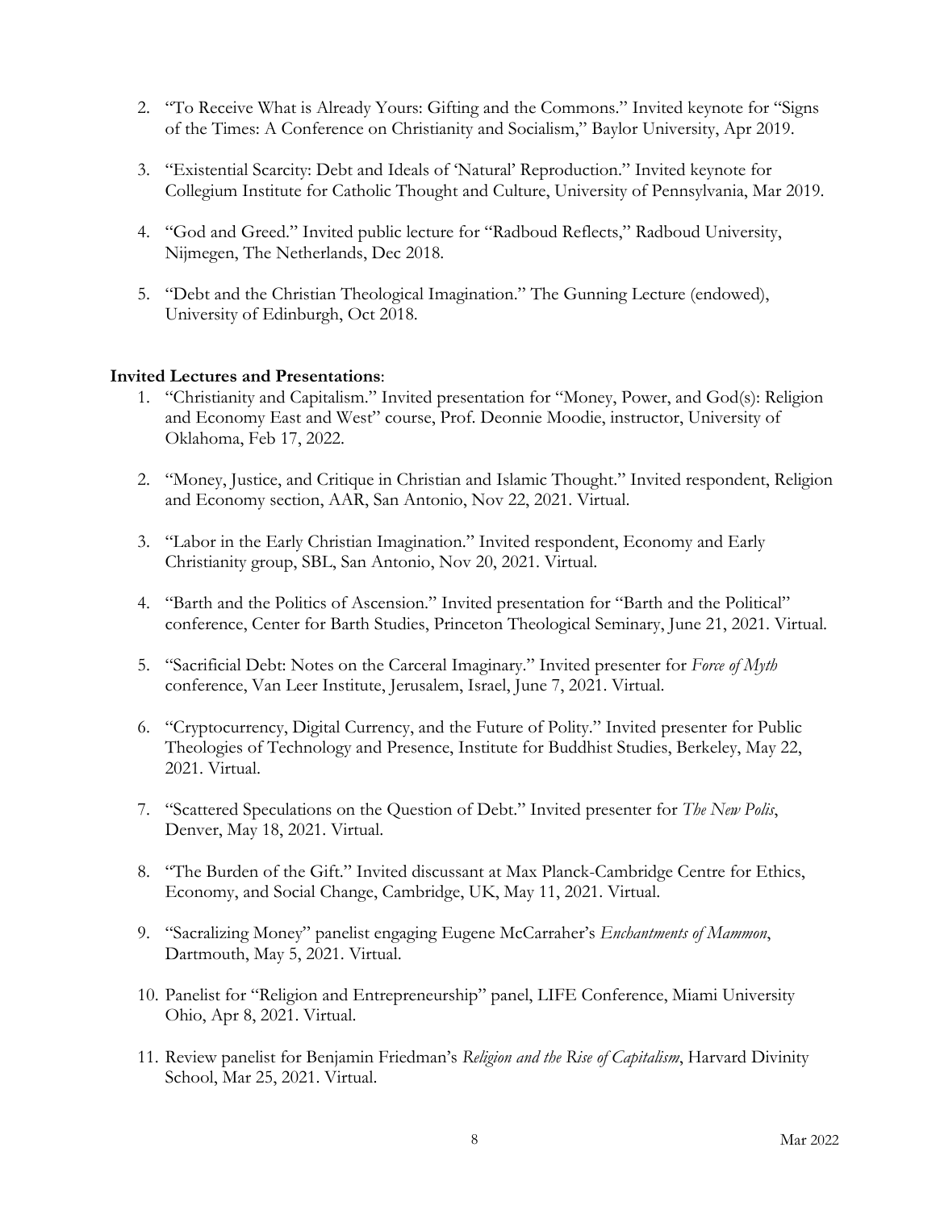2. "To Receive What is Already Yours: Gifting and the Commons." Invited keynote for "Signs of the Times: A Conference on Christianity and Socialism," Baylor University, Apr 2019.

3. "Existential Scarcity: Debt and Ideals of 'Natural' Reproduction." Invited keynote for Collegium Institute for Catholic Thought and Culture, University of Pennsylvania, Mar 2019.

4. "God and Greed." Invited public lecture for "Radboud Reflects," Radboud University, Nijmegen, The Netherlands, Dec 2018.

5. "Debt and the Christian Theological Imagination." The Gunning Lecture (endowed), University of Edinburgh, Oct 2018.

**Invited Lectures and Presentations**:

1. "Christianity and Capitalism." Invited presentation for "Money, Power, and God(s): Religion and Economy East and West" course, Prof. Deonnie Moodie, instructor, University of Oklahoma, Feb 17, 2022.

2. "Money, Justice, and Critique in Christian and Islamic Thought." Invited respondent, Religion and Economy section, AAR, San Antonio, Nov 22, 2021. Virtual.

3. "Labor in the Early Christian Imagination." Invited respondent, Economy and Early Christianity group, SBL, San Antonio, Nov 20, 2021. Virtual.

4. "Barth and the Politics of Ascension." Invited presentation for "Barth and the Political" conference, Center for Barth Studies, Princeton Theological Seminary, June 21, 2021. Virtual.

5. "Sacrificial Debt: Notes on the Carceral Imaginary." Invited presenter for *Force of Myth* conference, Van Leer Institute, Jerusalem, Israel, June 7, 2021. Virtual.

6. "Cryptocurrency, Digital Currency, and the Future of Polity." Invited presenter for Public Theologies of Technology and Presence, Institute for Buddhist Studies, Berkeley, May 22, 2021. Virtual.

7. "Scattered Speculations on the Question of Debt." Invited presenter for *The New Polis*, Denver, May 18, 2021. Virtual.

8. "The Burden of the Gift." Invited discussant at Max Planck-Cambridge Centre for Ethics, Economy, and Social Change, Cambridge, UK, May 11, 2021. Virtual.

9. "Sacralizing Money" panelist engaging Eugene McCarraher's *Enchantments of Mammon*, Dartmouth, May 5, 2021. Virtual.

10. Panelist for "Religion and Entrepreneurship" panel, LIFE Conference, Miami University Ohio, Apr 8, 2021. Virtual.

11. Review panelist for Benjamin Friedman's *Religion and the Rise of Capitalism*, Harvard Divinity School, Mar 25, 2021. Virtual.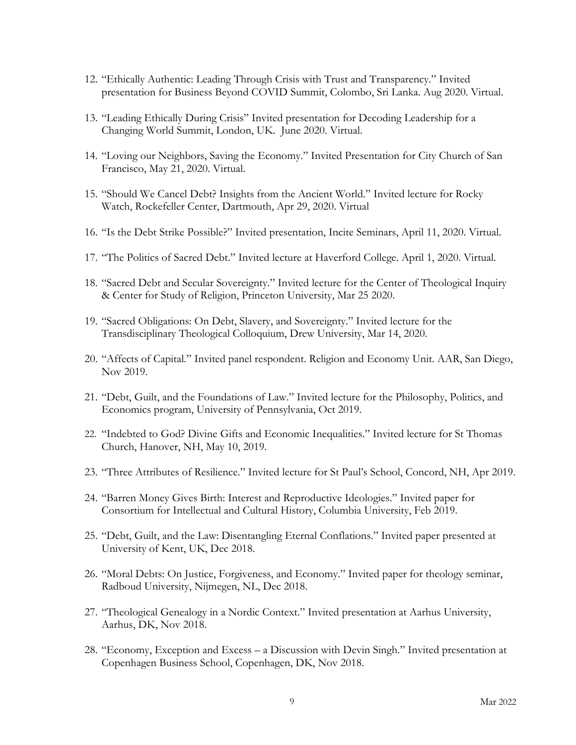12. "Ethically Authentic: Leading Through Crisis with Trust and Transparency." Invited presentation for Business Beyond COVID Summit, Colombo, Sri Lanka. Aug 2020. Virtual.

13. "Leading Ethically During Crisis" Invited presentation for Decoding Leadership for a Changing World Summit, London, UK. June 2020. Virtual.

14. "Loving our Neighbors, Saving the Economy." Invited Presentation for City Church of San Francisco, May 21, 2020. Virtual.

15. "Should We Cancel Debt? Insights from the Ancient World." Invited lecture for Rocky Watch, Rockefeller Center, Dartmouth, Apr 29, 2020. Virtual

16. "Is the Debt Strike Possible?" Invited presentation, Incite Seminars, April 11, 2020. Virtual.

17. "The Politics of Sacred Debt." Invited lecture at Haverford College. April 1, 2020. Virtual.

18. "Sacred Debt and Secular Sovereignty." Invited lecture for the Center of Theological Inquiry & Center for Study of Religion, Princeton University, Mar 25 2020.

19. "Sacred Obligations: On Debt, Slavery, and Sovereignty." Invited lecture for the Transdisciplinary Theological Colloquium, Drew University, Mar 14, 2020.

20. "Affects of Capital." Invited panel respondent. Religion and Economy Unit. AAR, San Diego, Nov 2019.

21. "Debt, Guilt, and the Foundations of Law." Invited lecture for the Philosophy, Politics, and Economics program, University of Pennsylvania, Oct 2019.

22. "Indebted to God? Divine Gifts and Economic Inequalities." Invited lecture for St Thomas Church, Hanover, NH, May 10, 2019.

23. "Three Attributes of Resilience." Invited lecture for St Paul's School, Concord, NH, Apr 2019.

24. "Barren Money Gives Birth: Interest and Reproductive Ideologies." Invited paper for Consortium for Intellectual and Cultural History, Columbia University, Feb 2019.

25. "Debt, Guilt, and the Law: Disentangling Eternal Conflations." Invited paper presented at University of Kent, UK, Dec 2018.

26. "Moral Debts: On Justice, Forgiveness, and Economy." Invited paper for theology seminar, Radboud University, Nijmegen, NL, Dec 2018.

27. "Theological Genealogy in a Nordic Context." Invited presentation at Aarhus University, Aarhus, DK, Nov 2018.

28. "Economy, Exception and Excess – a Discussion with Devin Singh." Invited presentation at Copenhagen Business School, Copenhagen, DK, Nov 2018.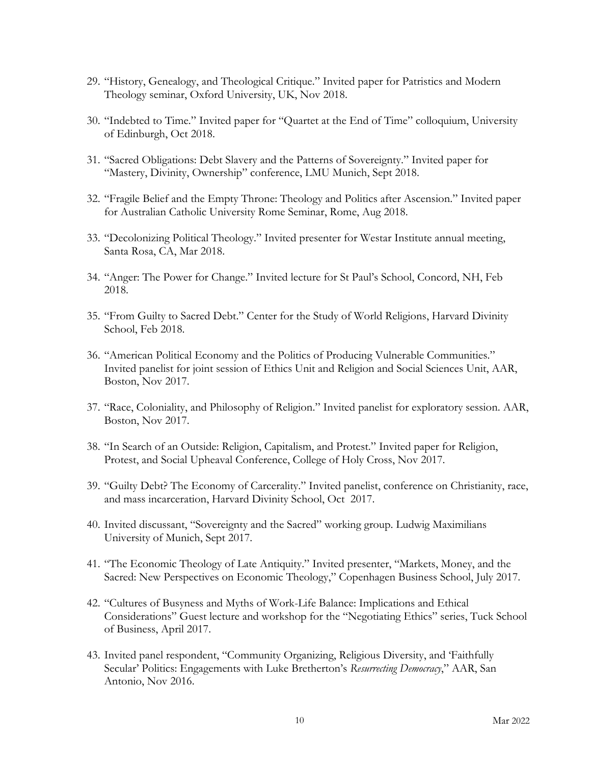29. "History, Genealogy, and Theological Critique." Invited paper for Patristics and Modern Theology seminar, Oxford University, UK, Nov 2018.

30. "Indebted to Time." Invited paper for "Quartet at the End of Time" colloquium, University of Edinburgh, Oct 2018.

31. "Sacred Obligations: Debt Slavery and the Patterns of Sovereignty." Invited paper for "Mastery, Divinity, Ownership" conference, LMU Munich, Sept 2018.

32. "Fragile Belief and the Empty Throne: Theology and Politics after Ascension." Invited paper for Australian Catholic University Rome Seminar, Rome, Aug 2018.

33. "Decolonizing Political Theology." Invited presenter for Westar Institute annual meeting, Santa Rosa, CA, Mar 2018.

34. "Anger: The Power for Change." Invited lecture for St Paul's School, Concord, NH, Feb 2018.

35. "From Guilty to Sacred Debt." Center for the Study of World Religions, Harvard Divinity School, Feb 2018.

36. "American Political Economy and the Politics of Producing Vulnerable Communities." Invited panelist for joint session of Ethics Unit and Religion and Social Sciences Unit, AAR, Boston, Nov 2017.

37. "Race, Coloniality, and Philosophy of Religion." Invited panelist for exploratory session. AAR, Boston, Nov 2017.

38. "In Search of an Outside: Religion, Capitalism, and Protest." Invited paper for Religion, Protest, and Social Upheaval Conference, College of Holy Cross, Nov 2017.

39. "Guilty Debt? The Economy of Carcerality." Invited panelist, conference on Christianity, race, and mass incarceration, Harvard Divinity School, Oct 2017.

40. Invited discussant, "Sovereignty and the Sacred" working group. Ludwig Maximilians University of Munich, Sept 2017.

41. "The Economic Theology of Late Antiquity." Invited presenter, "Markets, Money, and the Sacred: New Perspectives on Economic Theology," Copenhagen Business School, July 2017.

42. "Cultures of Busyness and Myths of Work-Life Balance: Implications and Ethical Considerations" Guest lecture and workshop for the "Negotiating Ethics" series, Tuck School of Business, April 2017.

43. Invited panel respondent, "Community Organizing, Religious Diversity, and 'Faithfully Secular' Politics: Engagements with Luke Bretherton's *Resurrecting Democracy*," AAR, San Antonio, Nov 2016.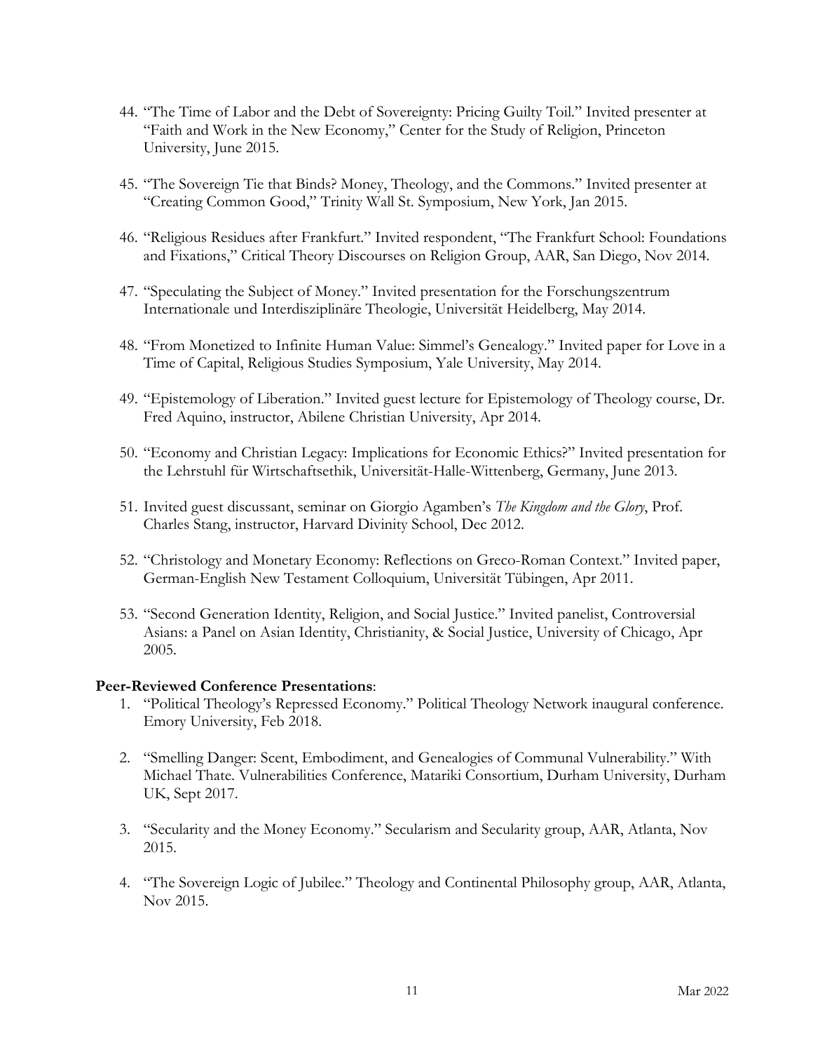44. "The Time of Labor and the Debt of Sovereignty: Pricing Guilty Toil." Invited presenter at "Faith and Work in the New Economy," Center for the Study of Religion, Princeton University, June 2015.

45. "The Sovereign Tie that Binds? Money, Theology, and the Commons." Invited presenter at "Creating Common Good," Trinity Wall St. Symposium, New York, Jan 2015.

46. "Religious Residues after Frankfurt." Invited respondent, "The Frankfurt School: Foundations and Fixations," Critical Theory Discourses on Religion Group, AAR, San Diego, Nov 2014.

47. "Speculating the Subject of Money." Invited presentation for the Forschungszentrum Internationale und Interdisziplinäre Theologie, Universität Heidelberg, May 2014.

48. "From Monetized to Infinite Human Value: Simmel's Genealogy." Invited paper for Love in a Time of Capital, Religious Studies Symposium, Yale University, May 2014.

49. "Epistemology of Liberation." Invited guest lecture for Epistemology of Theology course, Dr. Fred Aquino, instructor, Abilene Christian University, Apr 2014.

50. "Economy and Christian Legacy: Implications for Economic Ethics?" Invited presentation for the Lehrstuhl für Wirtschaftsethik, Universität-Halle-Wittenberg, Germany, June 2013.

51. Invited guest discussant, seminar on Giorgio Agamben's *The Kingdom and the Glory*, Prof. Charles Stang, instructor, Harvard Divinity School, Dec 2012.

52. "Christology and Monetary Economy: Reflections on Greco-Roman Context." Invited paper, German-English New Testament Colloquium, Universität Tübingen, Apr 2011.

53. "Second Generation Identity, Religion, and Social Justice." Invited panelist, Controversial Asians: a Panel on Asian Identity, Christianity, & Social Justice, University of Chicago, Apr 2005.

**Peer-Reviewed Conference Presentations**:

1. "Political Theology's Repressed Economy." Political Theology Network inaugural conference. Emory University, Feb 2018.

2. "Smelling Danger: Scent, Embodiment, and Genealogies of Communal Vulnerability." With Michael Thate. Vulnerabilities Conference, Matariki Consortium, Durham University, Durham UK, Sept 2017.

3. "Secularity and the Money Economy." Secularism and Secularity group, AAR, Atlanta, Nov 2015.

4. "The Sovereign Logic of Jubilee." Theology and Continental Philosophy group, AAR, Atlanta, Nov 2015.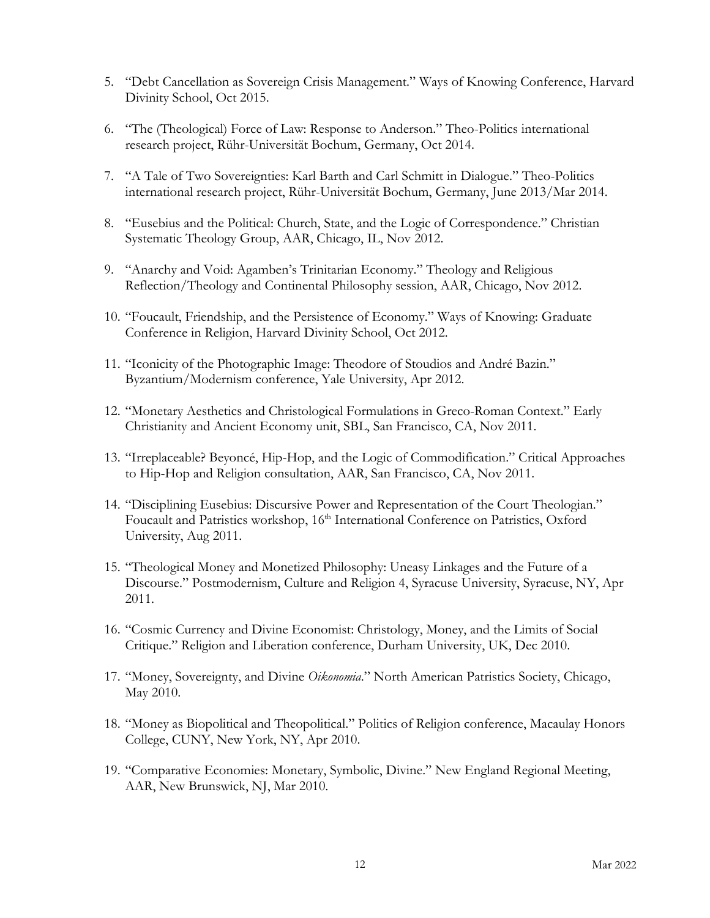5. "Debt Cancellation as Sovereign Crisis Management." Ways of Knowing Conference, Harvard Divinity School, Oct 2015.

6. "The (Theological) Force of Law: Response to Anderson." Theo-Politics international research project, Rühr-Universität Bochum, Germany, Oct 2014.

7. "A Tale of Two Sovereignties: Karl Barth and Carl Schmitt in Dialogue." Theo-Politics international research project, Rühr-Universität Bochum, Germany, June 2013/Mar 2014.

8. "Eusebius and the Political: Church, State, and the Logic of Correspondence." Christian Systematic Theology Group, AAR, Chicago, IL, Nov 2012.

9. "Anarchy and Void: Agamben's Trinitarian Economy." Theology and Religious Reflection/Theology and Continental Philosophy session, AAR, Chicago, Nov 2012.

10. "Foucault, Friendship, and the Persistence of Economy." Ways of Knowing: Graduate Conference in Religion, Harvard Divinity School, Oct 2012.

11. "Iconicity of the Photographic Image: Theodore of Stoudios and André Bazin." Byzantium/Modernism conference, Yale University, Apr 2012.

12. "Monetary Aesthetics and Christological Formulations in Greco-Roman Context." Early Christianity and Ancient Economy unit, SBL, San Francisco, CA, Nov 2011.

13. "Irreplaceable? Beyoncé, Hip-Hop, and the Logic of Commodification." Critical Approaches to Hip-Hop and Religion consultation, AAR, San Francisco, CA, Nov 2011.

14. "Disciplining Eusebius: Discursive Power and Representation of the Court Theologian." Foucault and Patristics workshop, 16th International Conference on Patristics, Oxford University, Aug 2011.

15. "Theological Money and Monetized Philosophy: Uneasy Linkages and the Future of a Discourse." Postmodernism, Culture and Religion 4, Syracuse University, Syracuse, NY, Apr 2011.

16. "Cosmic Currency and Divine Economist: Christology, Money, and the Limits of Social Critique." Religion and Liberation conference, Durham University, UK, Dec 2010.

17. "Money, Sovereignty, and Divine *Oikonomia*." North American Patristics Society, Chicago, May 2010.

18. "Money as Biopolitical and Theopolitical." Politics of Religion conference, Macaulay Honors College, CUNY, New York, NY, Apr 2010.

19. "Comparative Economies: Monetary, Symbolic, Divine." New England Regional Meeting, AAR, New Brunswick, NJ, Mar 2010.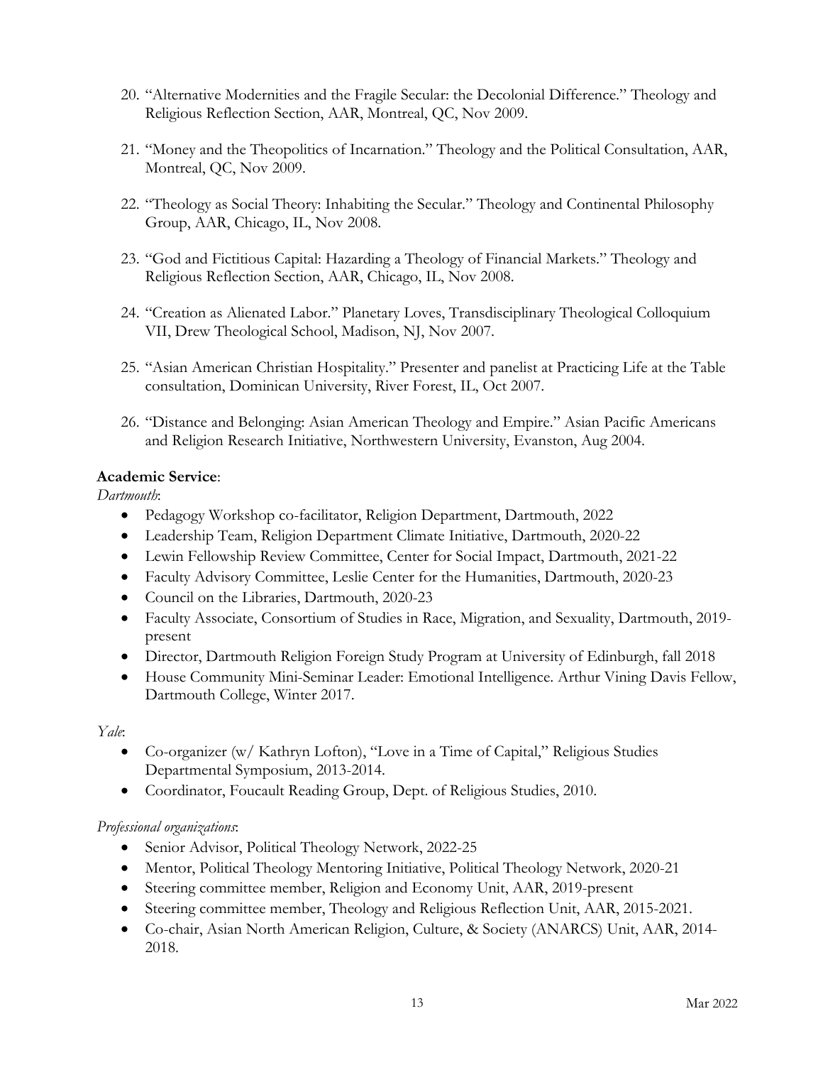20. "Alternative Modernities and the Fragile Secular: the Decolonial Difference." Theology and Religious Reflection Section, AAR, Montreal, QC, Nov 2009.

21. "Money and the Theopolitics of Incarnation." Theology and the Political Consultation, AAR, Montreal, QC, Nov 2009.

22. "Theology as Social Theory: Inhabiting the Secular." Theology and Continental Philosophy Group, AAR, Chicago, IL, Nov 2008.

23. "God and Fictitious Capital: Hazarding a Theology of Financial Markets." Theology and Religious Reflection Section, AAR, Chicago, IL, Nov 2008.

24. "Creation as Alienated Labor." Planetary Loves, Transdisciplinary Theological Colloquium VII, Drew Theological School, Madison, NJ, Nov 2007.

25. "Asian American Christian Hospitality." Presenter and panelist at Practicing Life at the Table consultation, Dominican University, River Forest, IL, Oct 2007.

26. "Distance and Belonging: Asian American Theology and Empire." Asian Pacific Americans and Religion Research Initiative, Northwestern University, Evanston, Aug 2004.

**Academic Service**:

*Dartmouth*:

- Pedagogy Workshop co-facilitator, Religion Department, Dartmouth, 2022
- Leadership Team, Religion Department Climate Initiative, Dartmouth, 2020-22
- Lewin Fellowship Review Committee, Center for Social Impact, Dartmouth, 2021-22
- Faculty Advisory Committee, Leslie Center for the Humanities, Dartmouth, 2020-23
- Council on the Libraries, Dartmouth, 2020-23
- Faculty Associate, Consortium of Studies in Race, Migration, and Sexuality, Dartmouth, 2019-present
- Director, Dartmouth Religion Foreign Study Program at University of Edinburgh, fall 2018
- House Community Mini-Seminar Leader: Emotional Intelligence. Arthur Vining Davis Fellow, Dartmouth College, Winter 2017.

*Yale*:

- Co-organizer (w/ Kathryn Lofton), "Love in a Time of Capital," Religious Studies Departmental Symposium, 2013-2014.
- Coordinator, Foucault Reading Group, Dept. of Religious Studies, 2010.

*Professional organizations*:

- Senior Advisor, Political Theology Network, 2022-25
- Mentor, Political Theology Mentoring Initiative, Political Theology Network, 2020-21
- Steering committee member, Religion and Economy Unit, AAR, 2019-present
- Steering committee member, Theology and Religious Reflection Unit, AAR, 2015-2021.
- Co-chair, Asian North American Religion, Culture, & Society (ANARCS) Unit, AAR, 2014-2018.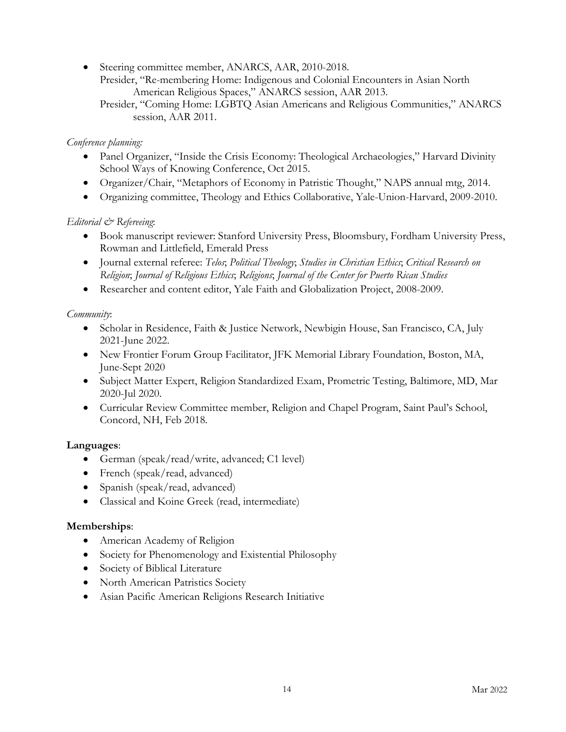- Steering committee member, ANARCS, AAR, 2010-2018.
  Presider, "Re-membering Home: Indigenous and Colonial Encounters in Asian North American Religious Spaces," ANARCS session, AAR 2013.
  Presider, "Coming Home: LGBTQ Asian Americans and Religious Communities," ANARCS session, AAR 2011.

*Conference planning:*

- Panel Organizer, "Inside the Crisis Economy: Theological Archaeologies," Harvard Divinity School Ways of Knowing Conference, Oct 2015.
- Organizer/Chair, "Metaphors of Economy in Patristic Thought," NAPS annual mtg, 2014.
- Organizing committee, Theology and Ethics Collaborative, Yale-Union-Harvard, 2009-2010.

*Editorial & Refereeing*:

- Book manuscript reviewer: Stanford University Press, Bloomsbury, Fordham University Press, Rowman and Littlefield, Emerald Press
- Journal external referee: *Telos*; *Political Theology*; *Studies in Christian Ethics*; *Critical Research on Religion*; *Journal of Religious Ethics*; *Religions*; *Journal of the Center for Puerto Rican Studies*
- Researcher and content editor, Yale Faith and Globalization Project, 2008-2009.

*Community*:

- Scholar in Residence, Faith & Justice Network, Newbigin House, San Francisco, CA, July 2021-June 2022.
- New Frontier Forum Group Facilitator, JFK Memorial Library Foundation, Boston, MA, June-Sept 2020
- Subject Matter Expert, Religion Standardized Exam, Prometric Testing, Baltimore, MD, Mar 2020-Jul 2020.
- Curricular Review Committee member, Religion and Chapel Program, Saint Paul's School, Concord, NH, Feb 2018.

**Languages**:

- German (speak/read/write, advanced; C1 level)
- French (speak/read, advanced)
- Spanish (speak/read, advanced)
- Classical and Koine Greek (read, intermediate)

**Memberships**:

- American Academy of Religion
- Society for Phenomenology and Existential Philosophy
- Society of Biblical Literature
- North American Patristics Society
- Asian Pacific American Religions Research Initiative